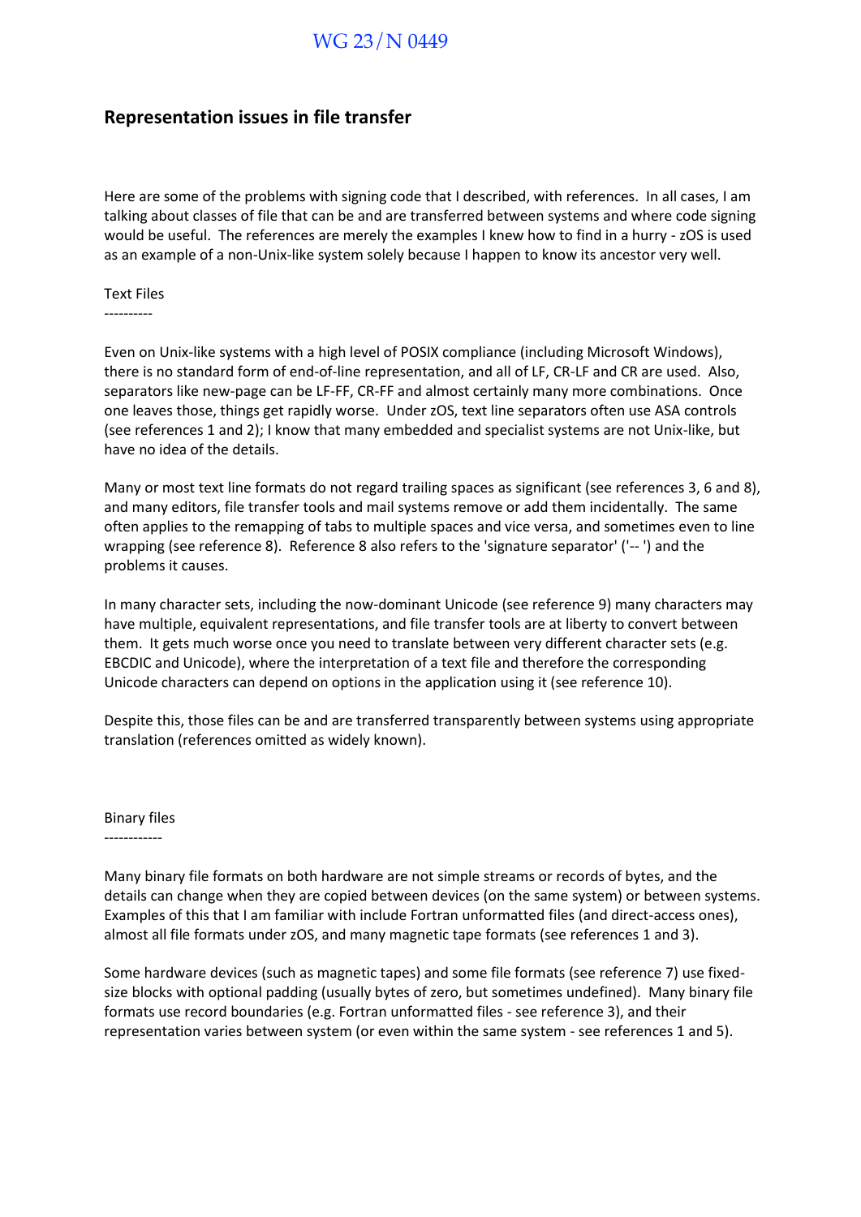WG 23/N 0449

# Representation issues in file transfer

Here are some of the problems with signing code that I described, with references. In all cases, I am talking about classes of file that can be and are transferred between systems and where code signing would be useful. The references are merely the examples I knew how to find in a hurry - zOS is used as an example of a non-Unix-like system solely because I happen to know its ancestor very well.

## Text Files

Even on Unix-like systems with a high level of POSIX compliance (including Microsoft Windows), there is no standard form of end-of-line representation, and all of LF, CR-LF and CR are used. Also, separators like new-page can be LF-FF, CR-FF and almost certainly many more combinations. Once one leaves those, things get rapidly worse. Under zOS, text line separators often use ASA controls (see references 1 and 2); I know that many embedded and specialist systems are not Unix-like, but have no idea of the details.

Many or most text line formats do not regard trailing spaces as significant (see references 3, 6 and 8), and many editors, file transfer tools and mail systems remove or add them incidentally. The same often applies to the remapping of tabs to multiple spaces and vice versa, and sometimes even to line wrapping (see reference 8). Reference 8 also refers to the 'signature separator' ('-- ') and the problems it causes.

In many character sets, including the now-dominant Unicode (see reference 9) many characters may have multiple, equivalent representations, and file transfer tools are at liberty to convert between them. It gets much worse once you need to translate between very different character sets (e.g. EBCDIC and Unicode), where the interpretation of a text file and therefore the corresponding Unicode characters can depend on options in the application using it (see reference 10).

Despite this, those files can be and are transferred transparently between systems using appropriate translation (references omitted as widely known).

## Binary files

Many binary file formats on both hardware are not simple streams or records of bytes, and the details can change when they are copied between devices (on the same system) or between systems. Examples of this that I am familiar with include Fortran unformatted files (and direct-access ones), almost all file formats under zOS, and many magnetic tape formats (see references 1 and 3).

Some hardware devices (such as magnetic tapes) and some file formats (see reference 7) use fixed-size blocks with optional padding (usually bytes of zero, but sometimes undefined). Many binary file formats use record boundaries (e.g. Fortran unformatted files - see reference 3), and their representation varies between system (or even within the same system - see references 1 and 5).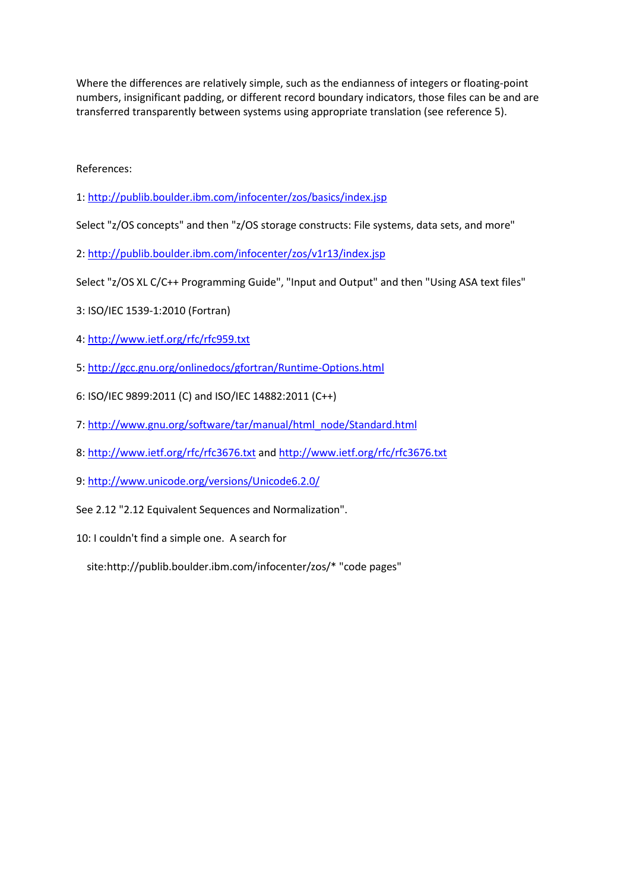Where the differences are relatively simple, such as the endianness of integers or floating-point numbers, insignificant padding, or different record boundary indicators, those files can be and are transferred transparently between systems using appropriate translation (see reference 5).

References:

1: http://publib.boulder.ibm.com/infocenter/zos/basics/index.jsp

Select "z/OS concepts" and then "z/OS storage constructs: File systems, data sets, and more"

2: http://publib.boulder.ibm.com/infocenter/zos/v1r13/index.jsp

Select "z/OS XL C/C++ Programming Guide", "Input and Output" and then "Using ASA text files"

3: ISO/IEC 1539-1:2010 (Fortran)

4: http://www.ietf.org/rfc/rfc959.txt

5: http://gcc.gnu.org/onlinedocs/gfortran/Runtime-Options.html

6: ISO/IEC 9899:2011 (C) and ISO/IEC 14882:2011 (C++)

7: http://www.gnu.org/software/tar/manual/html_node/Standard.html

8: http://www.ietf.org/rfc/rfc3676.txt and http://www.ietf.org/rfc/rfc3676.txt

9: http://www.unicode.org/versions/Unicode6.2.0/

See 2.12 "2.12 Equivalent Sequences and Normalization".

10: I couldn't find a simple one. A search for

site:http://publib.boulder.ibm.com/infocenter/zos/* "code pages"